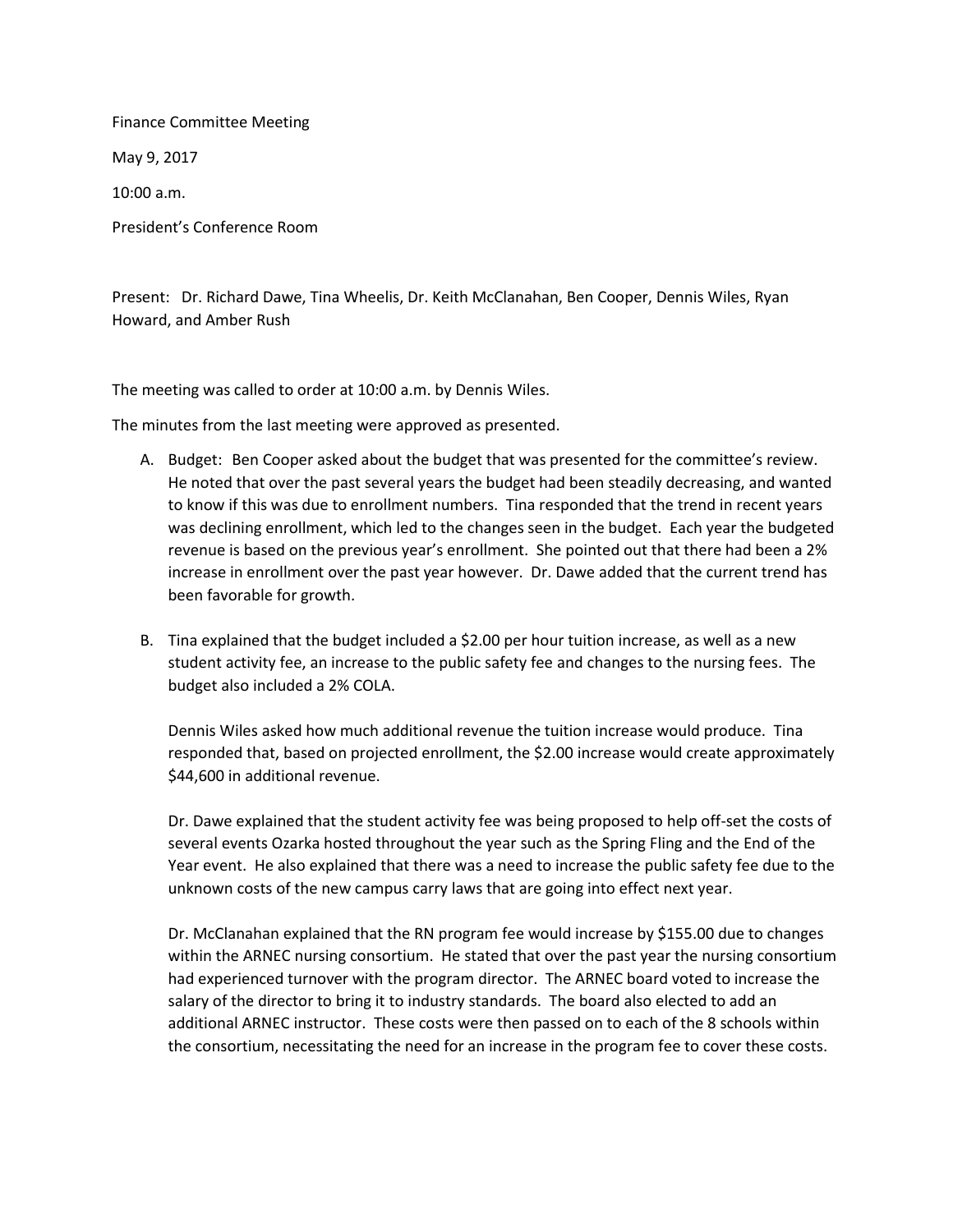Finance Committee Meeting

May 9, 2017

10:00 a.m.

President's Conference Room

Present: Dr. Richard Dawe, Tina Wheelis, Dr. Keith McClanahan, Ben Cooper, Dennis Wiles, Ryan Howard, and Amber Rush

The meeting was called to order at 10:00 a.m. by Dennis Wiles.

The minutes from the last meeting were approved as presented.

A. Budget: Ben Cooper asked about the budget that was presented for the committee's review. He noted that over the past several years the budget had been steadily decreasing, and wanted to know if this was due to enrollment numbers. Tina responded that the trend in recent years was declining enrollment, which led to the changes seen in the budget. Each year the budgeted revenue is based on the previous year's enrollment. She pointed out that there had been a 2% increase in enrollment over the past year however. Dr. Dawe added that the current trend has been favorable for growth.

B. Tina explained that the budget included a $2.00 per hour tuition increase, as well as a new student activity fee, an increase to the public safety fee and changes to the nursing fees. The budget also included a 2% COLA.

   Dennis Wiles asked how much additional revenue the tuition increase would produce. Tina responded that, based on projected enrollment, the $2.00 increase would create approximately $44,600 in additional revenue.

   Dr. Dawe explained that the student activity fee was being proposed to help off-set the costs of several events Ozarka hosted throughout the year such as the Spring Fling and the End of the Year event. He also explained that there was a need to increase the public safety fee due to the unknown costs of the new campus carry laws that are going into effect next year.

   Dr. McClanahan explained that the RN program fee would increase by $155.00 due to changes within the ARNEC nursing consortium. He stated that over the past year the nursing consortium had experienced turnover with the program director. The ARNEC board voted to increase the salary of the director to bring it to industry standards. The board also elected to add an additional ARNEC instructor. These costs were then passed on to each of the 8 schools within the consortium, necessitating the need for an increase in the program fee to cover these costs.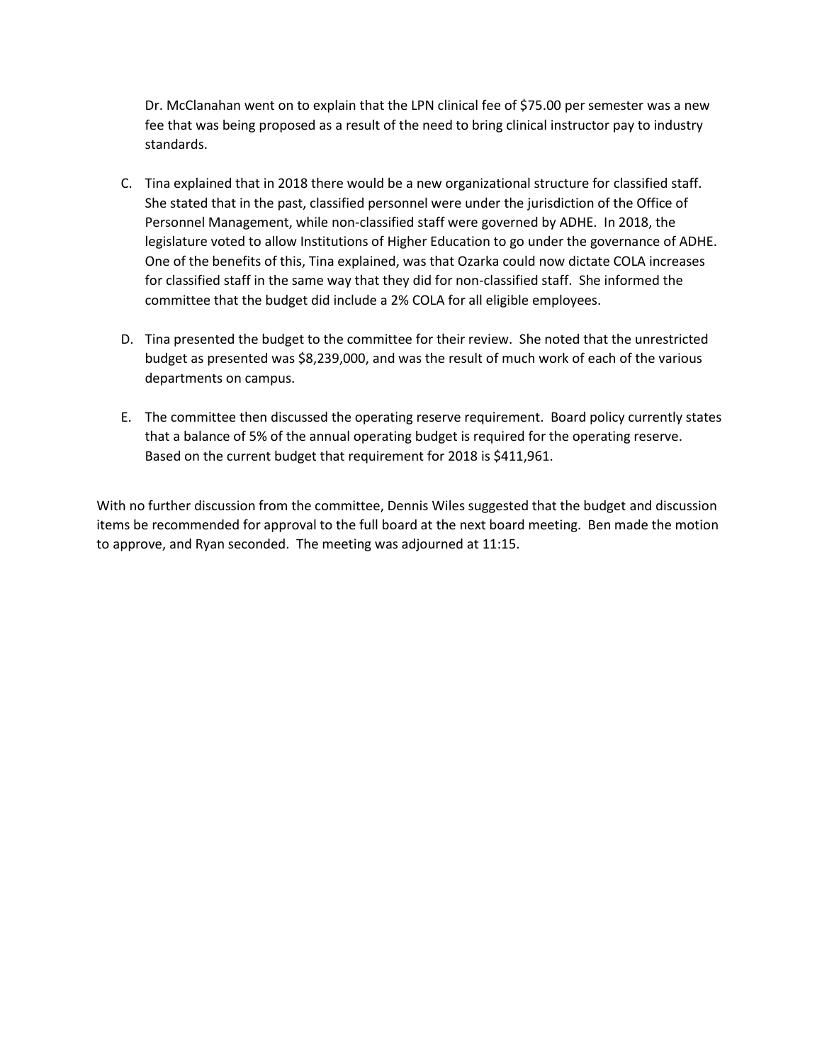Dr. McClanahan went on to explain that the LPN clinical fee of $75.00 per semester was a new fee that was being proposed as a result of the need to bring clinical instructor pay to industry standards.

C. Tina explained that in 2018 there would be a new organizational structure for classified staff. She stated that in the past, classified personnel were under the jurisdiction of the Office of Personnel Management, while non-classified staff were governed by ADHE. In 2018, the legislature voted to allow Institutions of Higher Education to go under the governance of ADHE. One of the benefits of this, Tina explained, was that Ozarka could now dictate COLA increases for classified staff in the same way that they did for non-classified staff. She informed the committee that the budget did include a 2% COLA for all eligible employees.

D. Tina presented the budget to the committee for their review. She noted that the unrestricted budget as presented was $8,239,000, and was the result of much work of each of the various departments on campus.

E. The committee then discussed the operating reserve requirement. Board policy currently states that a balance of 5% of the annual operating budget is required for the operating reserve. Based on the current budget that requirement for 2018 is $411,961.

With no further discussion from the committee, Dennis Wiles suggested that the budget and discussion items be recommended for approval to the full board at the next board meeting. Ben made the motion to approve, and Ryan seconded. The meeting was adjourned at 11:15.